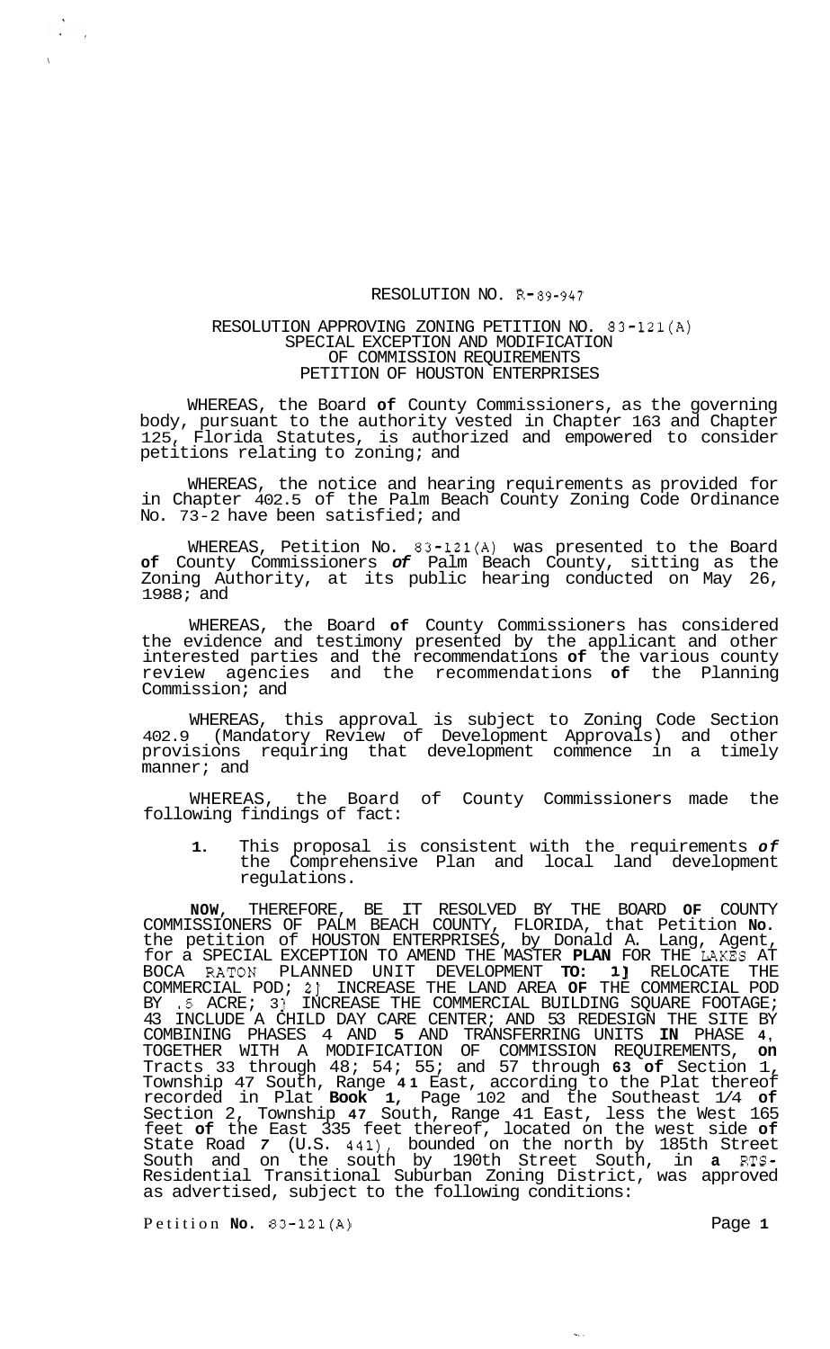# RESOLUTION NO. R-89-947

## RESOLUTION APPROVING ZONING PETITION NO. 83-121(A) SPECIAL EXCEPTION AND MODIFICATION OF COMMISSION REQUIREMENTS PETITION OF HOUSTON ENTERPRISES

WHEREAS, the Board **of** County Commissioners, as the governing body, pursuant to the authority vested in Chapter 163 and Chapter 125, Florida Statutes, is authorized and empowered to consider petitions relating to zoning; and

WHEREAS, the notice and hearing requirements as provided for in Chapter 402.5 of the Palm Beach County Zoning Code Ordinance No. 73-2 have been satisfied; and

WHEREAS, Petition No. 83-121(A) was presented to the Board **of** County Commissioners *of* Palm Beach County, sitting as the Zoning Authority, at its public hearing conducted on May 26, 1988; and

WHEREAS, the Board **of** County Commissioners has considered the evidence and testimony presented by the applicant and other interested parties and the recommendations **of** the various county review agencies and the recommendations **of** the Planning Commission; and

WHEREAS, this approval is subject to Zoning Code Section 402.9 (Mandatory Review of Development Approvals) and other provisions requiring that development commence in a timely manner; and

WHEREAS, the Board of County Commissioners made the following findings of fact:

1. This proposal is consistent with the requirements *of* the Comprehensive Plan and local land development regulations.

**NOW**, THEREFORE, BE IT RESOLVED BY THE BOARD **OF** COUNTY COMMISSIONERS OF PALM BEACH COUNTY, FLORIDA, that Petition **No.** the petition of HOUSTON ENTERPRISES, by Donald A. Lang, Agent, for a SPECIAL EXCEPTION TO AMEND THE MASTER **PLAN** FOR THE LAKES AT BOCA RATON PLANNED UNIT DEVELOPMENT **TO: 1]** RELOCATE THE COMMERCIAL POD; 2] INCREASE THE LAND AREA **OF** THE COMMERCIAL POD BY .5 ACRE; 3] INCREASE THE COMMERCIAL BUILDING SQUARE FOOTAGE; 4] INCLUDE A CHILD DAY CARE CENTER; AND 5] REDESIGN THE SITE BY COMBINING PHASES 4 AND **5** AND TRANSFERRING UNITS **IN** PHASE **4**, TOGETHER WITH A MODIFICATION OF COMMISSION REQUIREMENTS, **on** Tracts 33 through 48; 54; 55; and 57 through **63 of** Section 1, Township 47 South, Range **41** East, according to the Plat thereof recorded in Plat **Book 1**, Page 102 and the Southeast 1/4 **of** Section 2, Township **47** South, Range 41 East, less the West 165 feet **of** the East 335 feet thereof, located on the west side **of** State Road *7* (U.S. 441), bounded on the north by 185th Street South and on the south by 190th Street South, in **a** RTS-Residential Transitional Suburban Zoning District, was approved as advertised, subject to the following conditions:

Petition **No.** 83-121(A)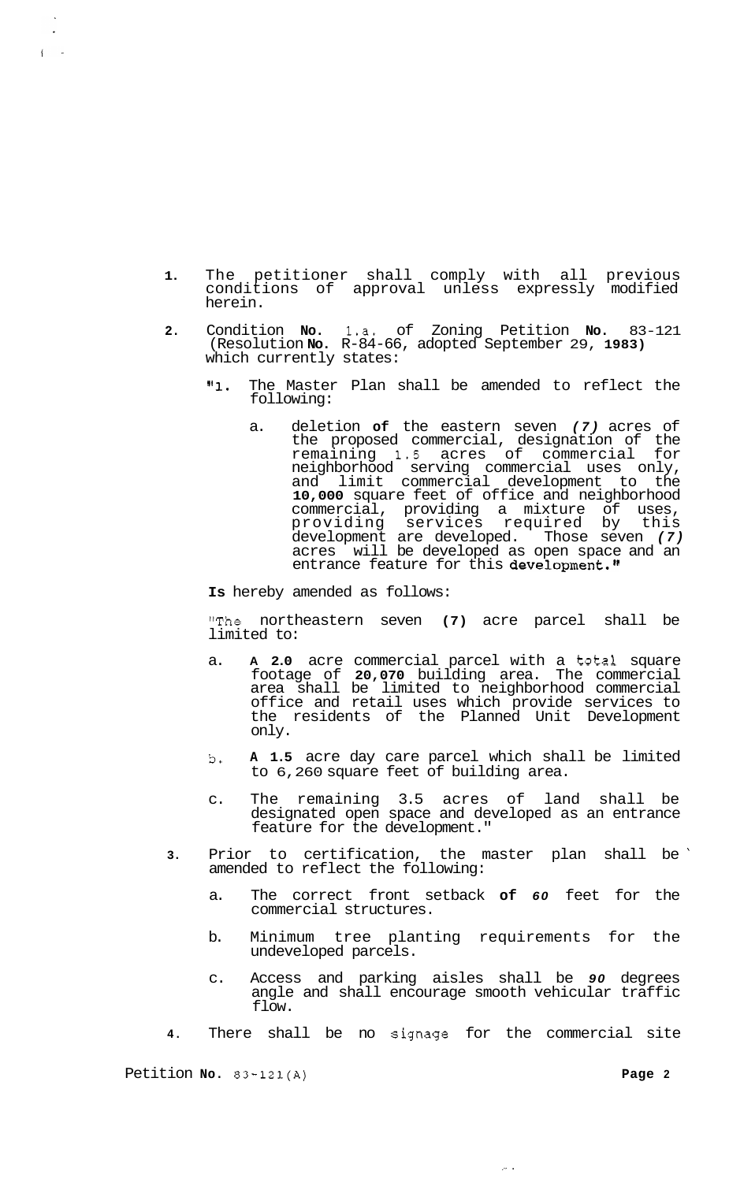1. The petitioner shall comply with all previous conditions of approval unless expressly modified herein.

2. Condition **No.** 1.a. of Zoning Petition **No.** 83-121 (Resolution **No.** R-84-66, adopted September 29, **1983)** which currently states:

   "1. The Master Plan shall be amended to reflect the following:

      a. deletion **of** the eastern seven *(7)* acres of the proposed commercial, designation of the remaining 1.5 acres of commercial for neighborhood serving commercial uses only, and limit commercial development to the **10,000** square feet of office and neighborhood commercial, providing a mixture of uses, providing services required by this development are developed. Those seven *(7)* acres will be developed as open space and an entrance feature for this development."

   **Is** hereby amended as follows:

   "The northeastern seven **(7)** acre parcel shall be limited to:

   a. **A 2.0** acre commercial parcel with a total square footage of **20,070** building area. The commercial area shall be limited to neighborhood commercial office and retail uses which provide services to the residents of the Planned Unit Development only.

   b. **A 1.5** acre day care parcel which shall be limited to 6,260 square feet of building area.

   c. The remaining 3.5 acres of land shall be designated open space and developed as an entrance feature for the development."

3. Prior to certification, the master plan shall be amended to reflect the following:

   a. The correct front setback **of** *60* feet for the commercial structures.

   b. Minimum tree planting requirements for the undeveloped parcels.

   c. Access and parking aisles shall be *90* degrees angle and shall encourage smooth vehicular traffic flow.

4. There shall be no signage for the commercial site

Petition No. 83-121(A)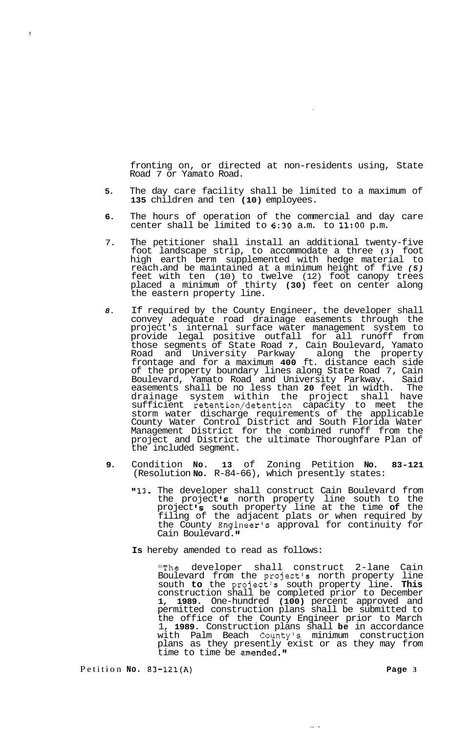fronting on, or directed at non-residents using, State Road 7 or Yamato Road.

5. The day care facility shall be limited to a maximum of **135** children and ten **(10)** employees.

6. The hours of operation of the commercial and day care center shall be limited to 6:30 a.m. to 11:00 p.m.

7. The petitioner shall install an additional twenty-five foot landscape strip, to accommodate a three (3) foot high earth berm supplemented with hedge material to reach and be maintained at a minimum height of five *(5)* feet with ten (10) to twelve (12) foot canopy trees placed a minimum of thirty **(30)** feet on center along the eastern property line.

8. If required by the County Engineer, the developer shall convey adequate road drainage easements through the project's internal surface water management system to provide legal positive outfall for all runoff from those segments of State Road 7, Cain Boulevard, Yamato Road and University Parkway along the property frontage and for a maximum **400** ft. distance each side of the property boundary lines along State Road 7, Cain Boulevard, Yamato Road and University Parkway. Said easements shall be no less than **20** feet in width. The drainage system within the project shall have sufficient retention/detention capacity to meet the storm water discharge requirements of the applicable County Water Control District and South Florida Water Management District for the combined runoff from the project and District the ultimate Thoroughfare Plan of the included segment.

9. Condition **No. 13** of Zoning Petition **No. 83-121** (Resolution **No.** R-84-66), which presently states:

   "13. The developer shall construct Cain Boulevard from the project's north property line south to the project's south property line at the time **of** the filing of the adjacent plats or when required by the County Engineer's approval for continuity for Cain Boulevard."

   **Is** hereby amended to read as follows:

   "The developer shall construct 2-lane Cain Boulevard from the project's north property line south **to** the project's south property line. **This** construction shall be completed prior to December **1, 1989**. One-hundred **(100)** percent approved and permitted construction plans shall be submitted to the office of the County Engineer prior to March 1, **1989**. Construction plans shall **be** in accordance with Palm Beach County's minimum construction plans as they presently exist or as they may from time to time be amended."

Petition **No.** 83-121(A)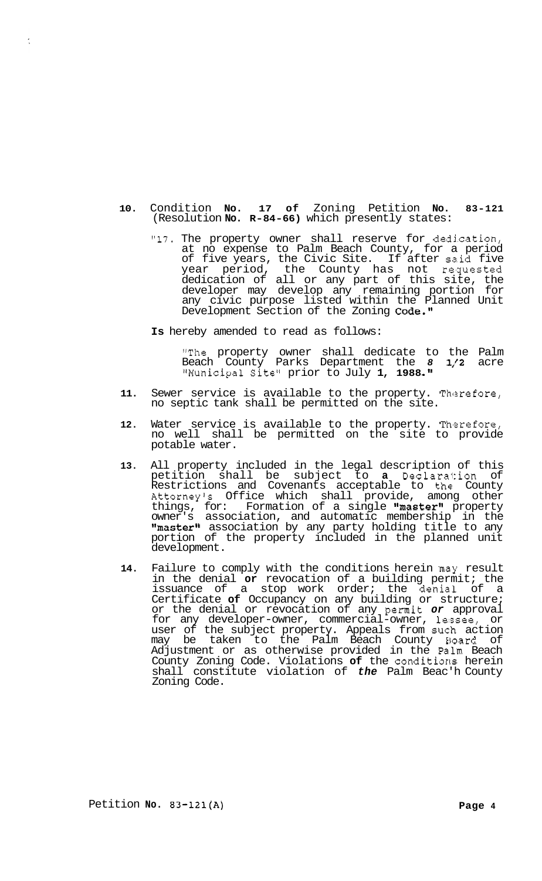10. Condition No. 17 of Zoning Petition No. 83-121 (Resolution No. R-84-66) which presently states:

   "17. The property owner shall reserve for dedication, at no expense to Palm Beach County, for a period of five years, the Civic Site. If after said five year period, the County has not requested dedication of all or any part of this site, the developer may develop any remaining portion for any civic purpose listed within the Planned Unit Development Section of the Zoning Code."

   Is hereby amended to read as follows:

   "The property owner shall dedicate to the Palm Beach County Parks Department the 8 1/2 acre "Municipal Site" prior to July 1, 1988."

11. Sewer service is available to the property. Therefore, no septic tank shall be permitted on the site.

12. Water service is available to the property. Therefore, no well shall be permitted on the site to provide potable water.

13. All property included in the legal description of this petition shall be subject to a Declaration of Restrictions and Covenants acceptable to the County Attorney's Office which shall provide, among other things, for: Formation of a single "master" property owner's association, and automatic membership in the "master" association by any party holding title to any portion of the property included in the planned unit development.

14. Failure to comply with the conditions herein may result in the denial or revocation of a building permit; the issuance of a stop work order; the denial of a Certificate of Occupancy on any building or structure; or the denial or revocation of any permit or approval for any developer-owner, commercial-owner, lessee, or user of the subject property. Appeals from such action may be taken to the Palm Beach County Board of Adjustment or as otherwise provided in the Palm Beach County Zoning Code. Violations of the conditions herein shall constitute violation of the Palm Beach County Zoning Code.

Petition No. 83-121(A)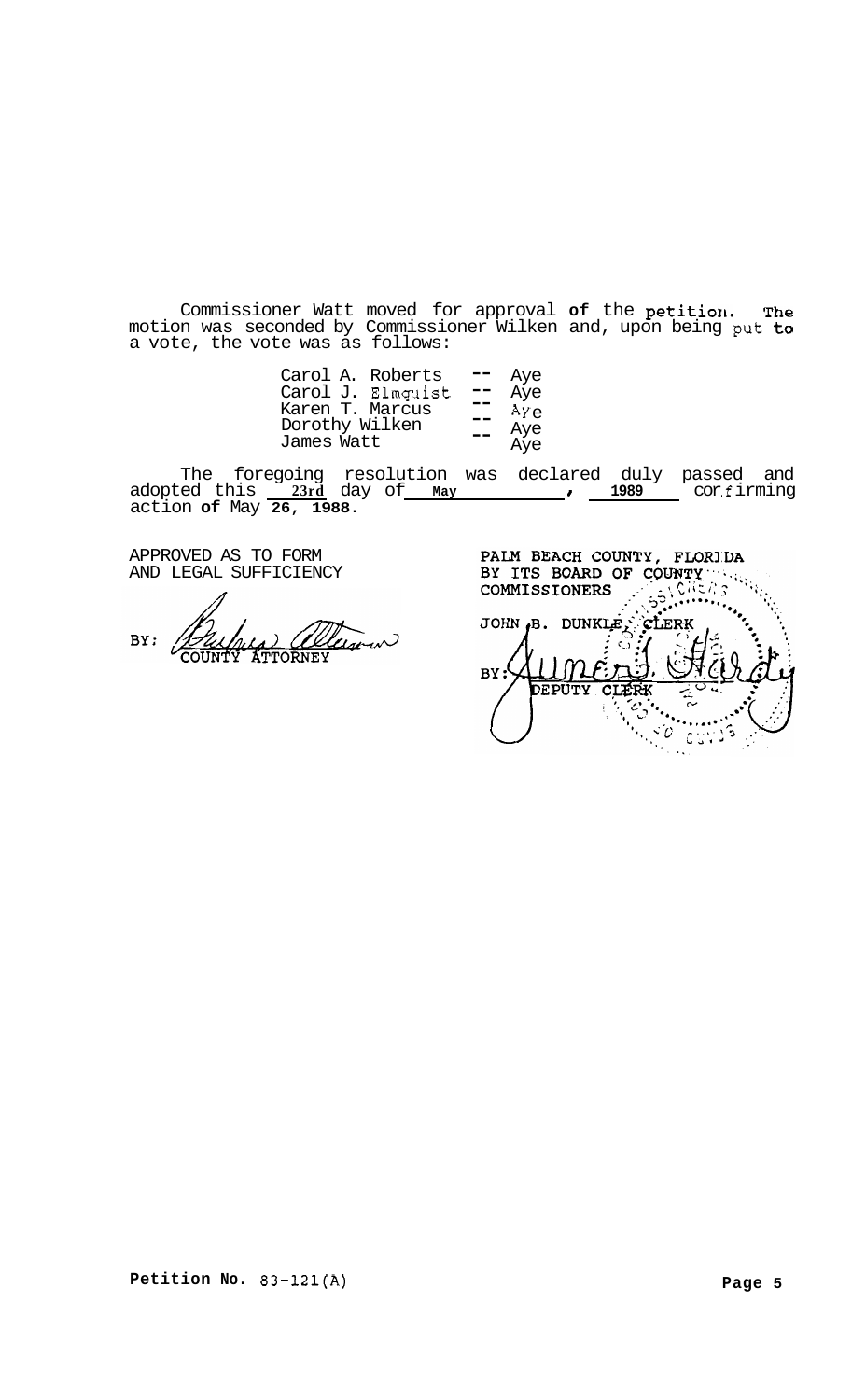Commissioner Watt moved for approval of the petition. The motion was seconded by Commissioner Wilken and, upon being put to a vote, the vote was as follows:

| | | |
|---|---|---|
| Carol A. Roberts | -- | Aye |
| Carol J. Elmquist | -- | Aye |
| Karen T. Marcus | -- | Aye |
| Dorothy Wilken | -- | Aye |
| James Watt | -- | Aye |

The foregoing resolution was declared duly passed and adopted this 23rd day of May, 1989 confirming action of May 26, 1988.

APPROVED AS TO FORM AND LEGAL SUFFICIENCY

BY: COUNTY ATTORNEY

PALM BEACH COUNTY, FLORIDA BY ITS BOARD OF COUNTY COMMISSIONERS

JOHN B. DUNKLE, CLERK

BY: DEPUTY CLERK

Petition No. 83-121(A)